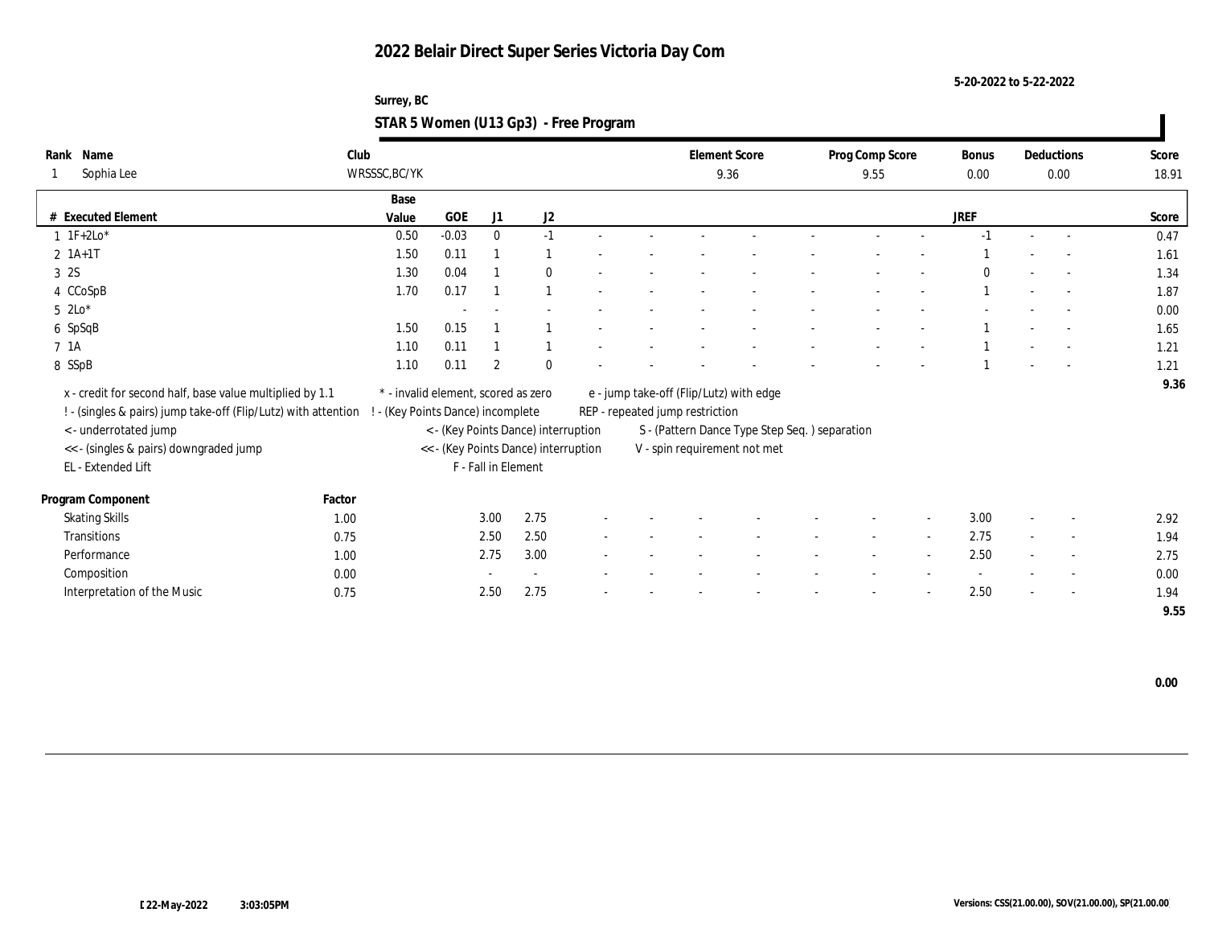# 2022 Belair Direct Super Series Victoria Day Com

5-20-2022 to 5-22-2022

Surrey, BC

## STAR 5 Women (U13 Gp3) - Free Program

| Rank | Name | Club | Element Score | Prog Comp Score | Bonus | Deductions | Score |
|---|---|---|---|---|---|---|---|
| 1 | Sophia Lee | WRSSSC,BC/YK | 9.36 | 9.55 | 0.00 | 0.00 | 18.91 |

| # | Executed Element | Base Value | GOE | J1 | J2 | | | | | | | | | | JREF | | | Score |
|---|---|---|---|---|---|---|---|---|---|---|---|---|---|---|---|---|---|---|
| 1 | 1F+2Lo* | 0.50 | -0.03 | 0 | -1 | - | - | - | - | - | - | - | - | - | -1 | - | - | 0.47 |
| 2 | 1A+1T | 1.50 | 0.11 | 1 | 1 | - | - | - | - | - | - | - | - | - | 1 | - | - | 1.61 |
| 3 | 2S | 1.30 | 0.04 | 1 | 0 | - | - | - | - | - | - | - | - | - | 0 | - | - | 1.34 |
| 4 | CCoSpB | 1.70 | 0.17 | 1 | 1 | - | - | - | - | - | - | - | - | - | 1 | - | - | 1.87 |
| 5 | 2Lo* | | - | - | - | - | - | - | - | - | - | - | - | - | - | - | - | 0.00 |
| 6 | SpSqB | 1.50 | 0.15 | 1 | 1 | - | - | - | - | - | - | - | - | - | 1 | - | - | 1.65 |
| 7 | 1A | 1.10 | 0.11 | 1 | 1 | - | - | - | - | - | - | - | - | - | 1 | - | - | 1.21 |
| 8 | SSpB | 1.10 | 0.11 | 2 | 0 | - | - | - | - | - | - | - | - | - | 1 | - | - | 1.21 |
| | | | | | | | | | | | | | | | | | | 9.36 |

x - credit for second half, base value multiplied by 1.1
! - (singles & pairs) jump take-off (Flip/Lutz) with attention
< - underrotated jump
<< - (singles & pairs) downgraded jump
EL - Extended Lift
\* - invalid element, scored as zero
! - (Key Points Dance) incomplete
< - (Key Points Dance) interruption
<< - (Key Points Dance) interruption
F - Fall in Element
e - jump take-off (Flip/Lutz) with edge
REP - repeated jump restriction
S - (Pattern Dance Type Step Seq. ) separation
V - spin requirement not met

| Program Component | Factor | J1 | J2 | | | | | | | | | | JREF | | | Score |
|---|---|---|---|---|---|---|---|---|---|---|---|---|---|---|---|---|
| Skating Skills | 1.00 | 3.00 | 2.75 | - | - | - | - | - | - | - | - | - | 3.00 | - | - | 2.92 |
| Transitions | 0.75 | 2.50 | 2.50 | - | - | - | - | - | - | - | - | - | 2.75 | - | - | 1.94 |
| Performance | 1.00 | 2.75 | 3.00 | - | - | - | - | - | - | - | - | - | 2.50 | - | - | 2.75 |
| Composition | 0.00 | - | - | - | - | - | - | - | - | - | - | - | - | - | - | 0.00 |
| Interpretation of the Music | 0.75 | 2.50 | 2.75 | - | - | - | - | - | - | - | - | - | 2.50 | - | - | 1.94 |
| | | | | | | | | | | | | | | | | 9.55 |

0.00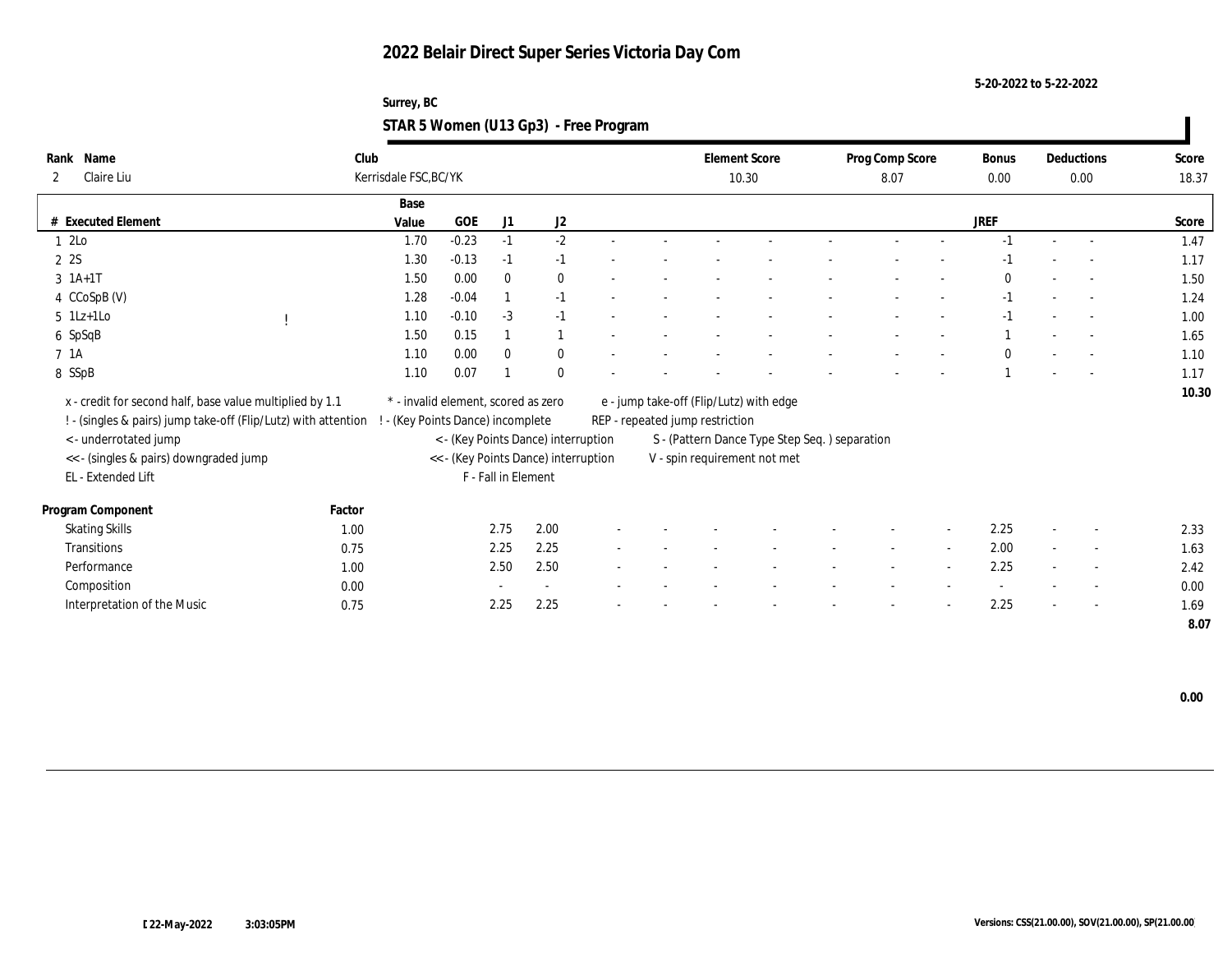# 2022 Belair Direct Super Series Victoria Day Com

5-20-2022 to 5-22-2022

Surrey, BC

## STAR 5 Women (U13 Gp3) - Free Program

| Rank | Name | Club | Element Score | Prog Comp Score | Bonus | Deductions | Score |
|---|---|---|---|---|---|---|---|
| 2 | Claire Liu | Kerrisdale FSC,BC/YK | 10.30 | 8.07 | 0.00 | 0.00 | 18.37 |

| # | Executed Element | | Base Value | GOE | J1 | J2 | | | | | | | | | | JREF | | | Score |
|---|---|---|---|---|---|---|---|---|---|---|---|---|---|---|---|---|---|---|---|
| 1 | 2Lo | | 1.70 | -0.23 | -1 | -2 | - | - | - | - | - | - | - | - | | -1 | - | - | 1.47 |
| 2 | 2S | | 1.30 | -0.13 | -1 | -1 | - | - | - | - | - | - | - | - | | -1 | - | - | 1.17 |
| 3 | 1A+1T | | 1.50 | 0.00 | 0 | 0 | - | - | - | - | - | - | - | - | | 0 | - | - | 1.50 |
| 4 | CCoSpB (V) | | 1.28 | -0.04 | 1 | -1 | - | - | - | - | - | - | - | - | | -1 | - | - | 1.24 |
| 5 | 1Lz+1Lo | ! | 1.10 | -0.10 | -3 | -1 | - | - | - | - | - | - | - | - | | -1 | - | - | 1.00 |
| 6 | SpSqB | | 1.50 | 0.15 | 1 | 1 | - | - | - | - | - | - | - | - | | 1 | - | - | 1.65 |
| 7 | 1A | | 1.10 | 0.00 | 0 | 0 | - | - | - | - | - | - | - | - | | 0 | - | - | 1.10 |
| 8 | SSpB | | 1.10 | 0.07 | 1 | 0 | - | - | - | - | - | - | - | - | | 1 | - | - | 1.17 |
| | | | | | | | | | | | | | | | | | | | 10.30 |

x - credit for second half, base value multiplied by 1.1
! - (singles & pairs) jump take-off (Flip/Lutz) with attention
< - underrotated jump
<< - (singles & pairs) downgraded jump
EL - Extended Lift
\* - invalid element, scored as zero
! - (Key Points Dance) incomplete
< - (Key Points Dance) interruption
<< - (Key Points Dance) interruption
F - Fall in Element
e - jump take-off (Flip/Lutz) with edge
REP - repeated jump restriction
S - (Pattern Dance Type Step Seq. ) separation
V - spin requirement not met

| Program Component | Factor | J1 | J2 | | | | | | | | | JREF | | | Score |
|---|---|---|---|---|---|---|---|---|---|---|---|---|---|---|---|
| Skating Skills | 1.00 | 2.75 | 2.00 | - | - | - | - | - | - | - | - | 2.25 | - | - | 2.33 |
| Transitions | 0.75 | 2.25 | 2.25 | - | - | - | - | - | - | - | - | 2.00 | - | - | 1.63 |
| Performance | 1.00 | 2.50 | 2.50 | - | - | - | - | - | - | - | - | 2.25 | - | - | 2.42 |
| Composition | 0.00 | - | - | - | - | - | - | - | - | - | - | - | - | - | 0.00 |
| Interpretation of the Music | 0.75 | 2.25 | 2.25 | - | - | - | - | - | - | - | - | 2.25 | - | - | 1.69 |
| | | | | | | | | | | | | | | | 8.07 |

0.00

22-May-2022 3:03:05PM

Versions: CSS(21.00.00), SOV(21.00.00), SP(21.00.00)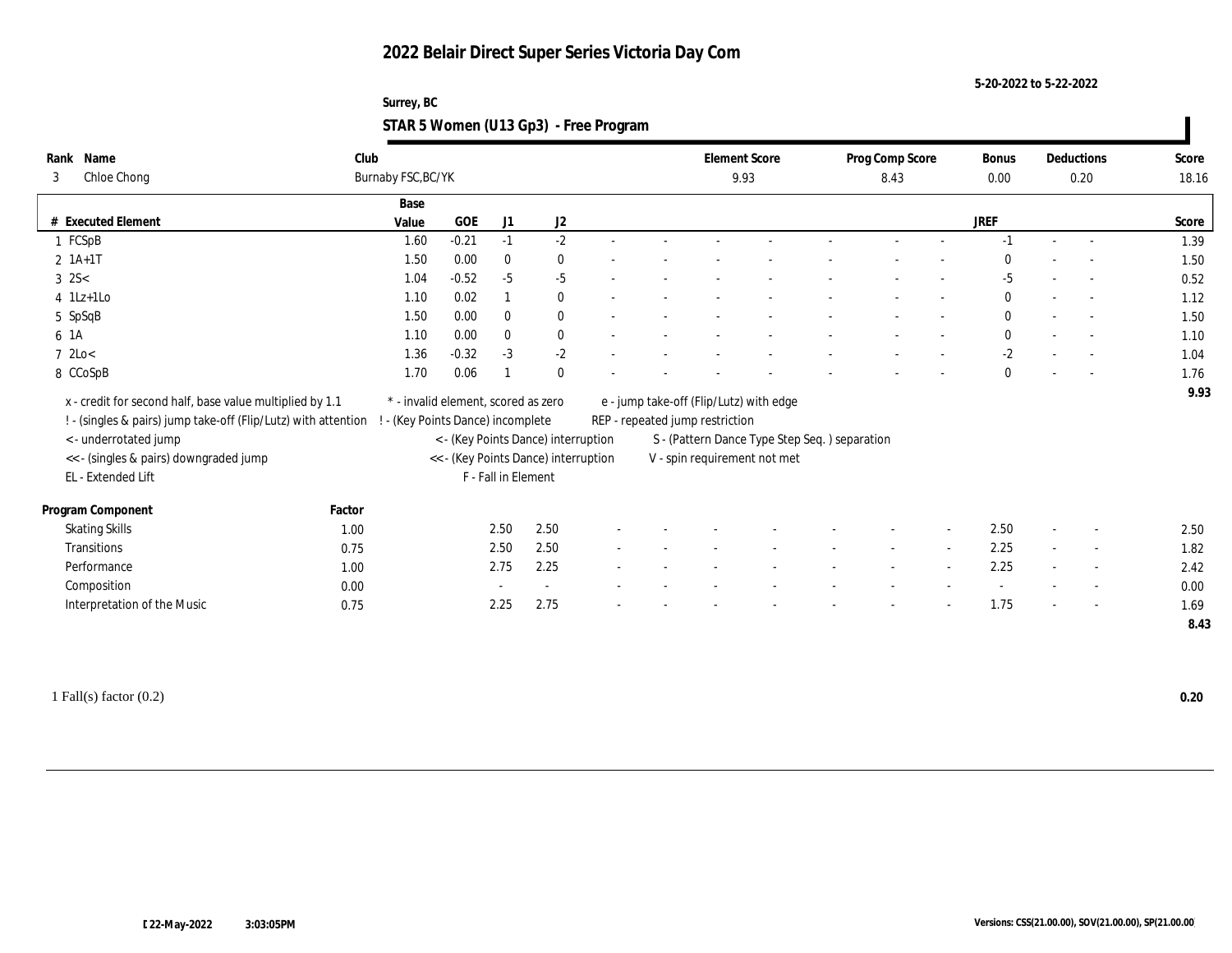# 2022 Belair Direct Super Series Victoria Day Com

5-20-2022 to 5-22-2022

Surrey, BC

## STAR 5 Women (U13 Gp3) - Free Program

| Rank | Name | Club | Element Score | Prog Comp Score | Bonus | Deductions | Score |
|---|---|---|---|---|---|---|---|
| 3 | Chloe Chong | Burnaby FSC,BC/YK | 9.93 | 8.43 | 0.00 | 0.20 | 18.16 |

| # | Executed Element | Base Value | GOE | J1 | J2 | | | | | | | | | JREF | | | Score |
|---|---|---|---|---|---|---|---|---|---|---|---|---|---|---|---|---|---|
| 1 | FCSpB | 1.60 | -0.21 | -1 | -2 | - | - | - | - | - | - | - | - | -1 | - | - | 1.39 |
| 2 | 1A+1T | 1.50 | 0.00 | 0 | 0 | - | - | - | - | - | - | - | - | 0 | - | - | 1.50 |
| 3 | 2S< | 1.04 | -0.52 | -5 | -5 | - | - | - | - | - | - | - | - | -5 | - | - | 0.52 |
| 4 | 1Lz+1Lo | 1.10 | 0.02 | 1 | 0 | - | - | - | - | - | - | - | - | 0 | - | - | 1.12 |
| 5 | SpSqB | 1.50 | 0.00 | 0 | 0 | - | - | - | - | - | - | - | - | 0 | - | - | 1.50 |
| 6 | 1A | 1.10 | 0.00 | 0 | 0 | - | - | - | - | - | - | - | - | 0 | - | - | 1.10 |
| 7 | 2Lo< | 1.36 | -0.32 | -3 | -2 | - | - | - | - | - | - | - | - | -2 | - | - | 1.04 |
| 8 | CCoSpB | 1.70 | 0.06 | 1 | 0 | - | - | - | - | - | - | - | - | 0 | - | - | 1.76 |
| | | | | | | | | | | | | | | | | | 9.93 |

x - credit for second half, base value multiplied by 1.1
! - (singles & pairs) jump take-off (Flip/Lutz) with attention
< - underrotated jump
<< - (singles & pairs) downgraded jump
EL - Extended Lift
* - invalid element, scored as zero
! - (Key Points Dance) incomplete
< - (Key Points Dance) interruption
<< - (Key Points Dance) interruption
F - Fall in Element
e - jump take-off (Flip/Lutz) with edge
REP - repeated jump restriction
S - (Pattern Dance Type Step Seq. ) separation
V - spin requirement not met

| Program Component | Factor | J1 | J2 | | | | | | | | | JREF | | | Score |
|---|---|---|---|---|---|---|---|---|---|---|---|---|---|---|---|
| Skating Skills | 1.00 | 2.50 | 2.50 | - | - | - | - | - | - | - | - | 2.50 | - | - | 2.50 |
| Transitions | 0.75 | 2.50 | 2.50 | - | - | - | - | - | - | - | - | 2.25 | - | - | 1.82 |
| Performance | 1.00 | 2.75 | 2.25 | - | - | - | - | - | - | - | - | 2.25 | - | - | 2.42 |
| Composition | 0.00 | - | - | - | - | - | - | - | - | - | - | - | - | - | 0.00 |
| Interpretation of the Music | 0.75 | 2.25 | 2.75 | - | - | - | - | - | - | - | - | 1.75 | - | - | 1.69 |
| | | | | | | | | | | | | | | | 8.43 |

1 Fall(s) factor (0.2) **0.20**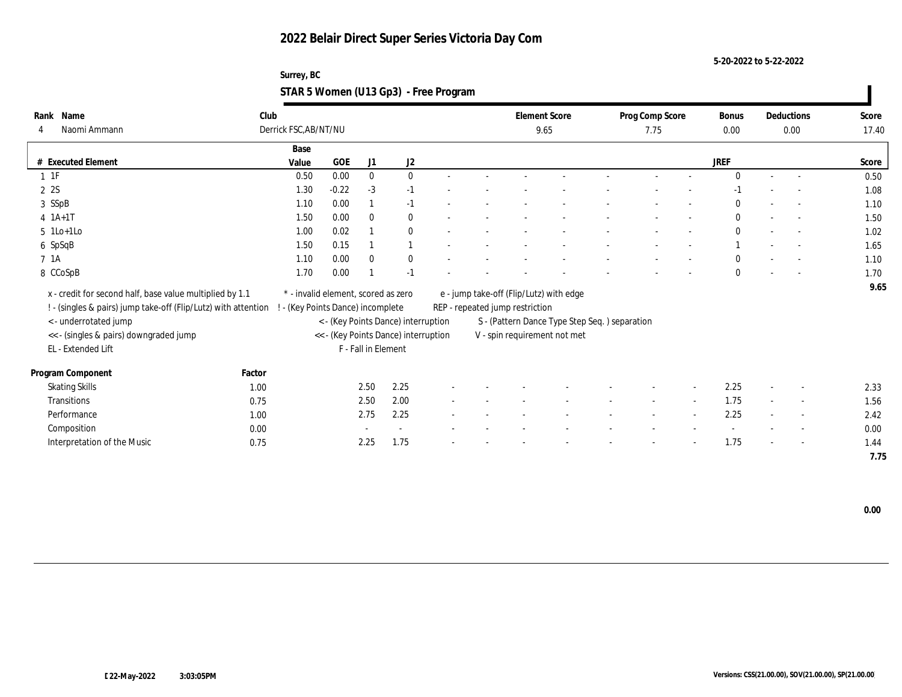# 2022 Belair Direct Super Series Victoria Day Com

5-20-2022 to 5-22-2022

Surrey, BC

## STAR 5 Women (U13 Gp3) - Free Program

| Rank | Name | Club | Element Score | Prog Comp Score | Bonus | Deductions | Score |
|---|---|---|---|---|---|---|---|
| 4 | Naomi Ammann | Derrick FSC,AB/NT/NU | 9.65 | 7.75 | 0.00 | 0.00 | 17.40 |

| # | Executed Element | Base Value | GOE | J1 | J2 | | | | | | | | | | JREF | | | Score |
|---|---|---|---|---|---|---|---|---|---|---|---|---|---|---|---|---|---|---|
| 1 | 1F | 0.50 | 0.00 | 0 | 0 | - | - | - | - | - | - | - | - | - | 0 | - | - | 0.50 |
| 2 | 2S | 1.30 | -0.22 | -3 | -1 | - | - | - | - | - | - | - | - | - | -1 | - | - | 1.08 |
| 3 | SSpB | 1.10 | 0.00 | 1 | -1 | - | - | - | - | - | - | - | - | - | 0 | - | - | 1.10 |
| 4 | 1A+1T | 1.50 | 0.00 | 0 | 0 | - | - | - | - | - | - | - | - | - | 0 | - | - | 1.50 |
| 5 | 1Lo+1Lo | 1.00 | 0.02 | 1 | 0 | - | - | - | - | - | - | - | - | - | 0 | - | - | 1.02 |
| 6 | SpSqB | 1.50 | 0.15 | 1 | 1 | - | - | - | - | - | - | - | - | - | 1 | - | - | 1.65 |
| 7 | 1A | 1.10 | 0.00 | 0 | 0 | - | - | - | - | - | - | - | - | - | 0 | - | - | 1.10 |
| 8 | CCoSpB | 1.70 | 0.00 | 1 | -1 | - | - | - | - | - | - | - | - | - | 0 | - | - | 1.70 |
| | | | | | | | | | | | | | | | | | | 9.65 |

x - credit for second half, base value multiplied by 1.1
! - (singles & pairs) jump take-off (Flip/Lutz) with attention
< - underrotated jump
<< - (singles & pairs) downgraded jump
EL - Extended Lift
* - invalid element, scored as zero
! - (Key Points Dance) incomplete
< - (Key Points Dance) interruption
<< - (Key Points Dance) interruption
F - Fall in Element
e - jump take-off (Flip/Lutz) with edge
REP - repeated jump restriction
S - (Pattern Dance Type Step Seq. ) separation
V - spin requirement not met

| Program Component | Factor | J1 | J2 | | | | | | | | | | JREF | | | Score |
|---|---|---|---|---|---|---|---|---|---|---|---|---|---|---|---|---|
| Skating Skills | 1.00 | 2.50 | 2.25 | - | - | - | - | - | - | - | - | - | 2.25 | - | - | 2.33 |
| Transitions | 0.75 | 2.50 | 2.00 | - | - | - | - | - | - | - | - | - | 1.75 | - | - | 1.56 |
| Performance | 1.00 | 2.75 | 2.25 | - | - | - | - | - | - | - | - | - | 2.25 | - | - | 2.42 |
| Composition | 0.00 | - | - | - | - | - | - | - | - | - | - | - | - | - | - | 0.00 |
| Interpretation of the Music | 0.75 | 2.25 | 1.75 | - | - | - | - | - | - | - | - | - | 1.75 | - | - | 1.44 |
| | | | | | | | | | | | | | | | | 7.75 |

0.00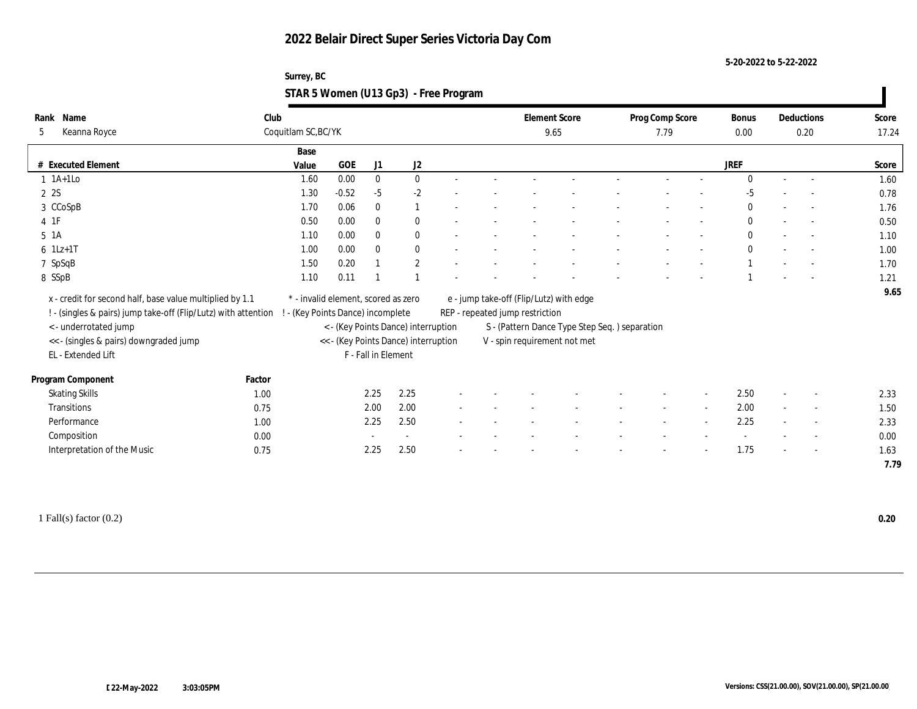# 2022 Belair Direct Super Series Victoria Day Com

5-20-2022 to 5-22-2022

Surrey, BC

## STAR 5 Women (U13 Gp3) - Free Program

| Rank | Name | Club | Element Score | Prog Comp Score | Bonus | Deductions | Score |
|---|---|---|---|---|---|---|---|
| 5 | Keanna Royce | Coquitlam SC,BC/YK | 9.65 | 7.79 | 0.00 | 0.20 | 17.24 |

| # | Executed Element | Base Value | GOE | J1 | J2 | | | | | | | | | | JREF | | | Score |
|---|---|---|---|---|---|---|---|---|---|---|---|---|---|---|---|---|---|---|
| 1 | 1A+1Lo | 1.60 | 0.00 | 0 | 0 | - | - | - | - | - | - | - | 0 | - | - | 1.60 |
| 2 | 2S | 1.30 | -0.52 | -5 | -2 | - | - | - | - | - | - | - | -5 | - | - | 0.78 |
| 3 | CCoSpB | 1.70 | 0.06 | 0 | 1 | - | - | - | - | - | - | - | 0 | - | - | 1.76 |
| 4 | 1F | 0.50 | 0.00 | 0 | 0 | - | - | - | - | - | - | - | 0 | - | - | 0.50 |
| 5 | 1A | 1.10 | 0.00 | 0 | 0 | - | - | - | - | - | - | - | 0 | - | - | 1.10 |
| 6 | 1Lz+1T | 1.00 | 0.00 | 0 | 0 | - | - | - | - | - | - | - | 0 | - | - | 1.00 |
| 7 | SpSqB | 1.50 | 0.20 | 1 | 2 | - | - | - | - | - | - | - | 1 | - | - | 1.70 |
| 8 | SSpB | 1.10 | 0.11 | 1 | 1 | - | - | - | - | - | - | - | 1 | - | - | 1.21 |
| | | | | | | | | | | | | | | | | 9.65 |

x - credit for second half, base value multiplied by 1.1
! - (singles & pairs) jump take-off (Flip/Lutz) with attention
< - underrotated jump
<< - (singles & pairs) downgraded jump
EL - Extended Lift
* - invalid element, scored as zero
! - (Key Points Dance) incomplete
< - (Key Points Dance) interruption
<< - (Key Points Dance) interruption
F - Fall in Element
e - jump take-off (Flip/Lutz) with edge
REP - repeated jump restriction
S - (Pattern Dance Type Step Seq. ) separation
V - spin requirement not met

| Program Component | Factor | J1 | J2 | | | | | | | | | | JREF | | | Score |
|---|---|---|---|---|---|---|---|---|---|---|---|---|---|---|---|---|
| Skating Skills | 1.00 | 2.25 | 2.25 | - | - | - | - | - | - | - | 2.50 | - | - | 2.33 |
| Transitions | 0.75 | 2.00 | 2.00 | - | - | - | - | - | - | - | 2.00 | - | - | 1.50 |
| Performance | 1.00 | 2.25 | 2.50 | - | - | - | - | - | - | - | 2.25 | - | - | 2.33 |
| Composition | 0.00 | - | - | - | - | - | - | - | - | - | - | - | - | 0.00 |
| Interpretation of the Music | 0.75 | 2.25 | 2.50 | - | - | - | - | - | - | - | 1.75 | - | - | 1.63 |
| | | | | | | | | | | | | | | 7.79 |

1 Fall(s) factor (0.2) **0.20**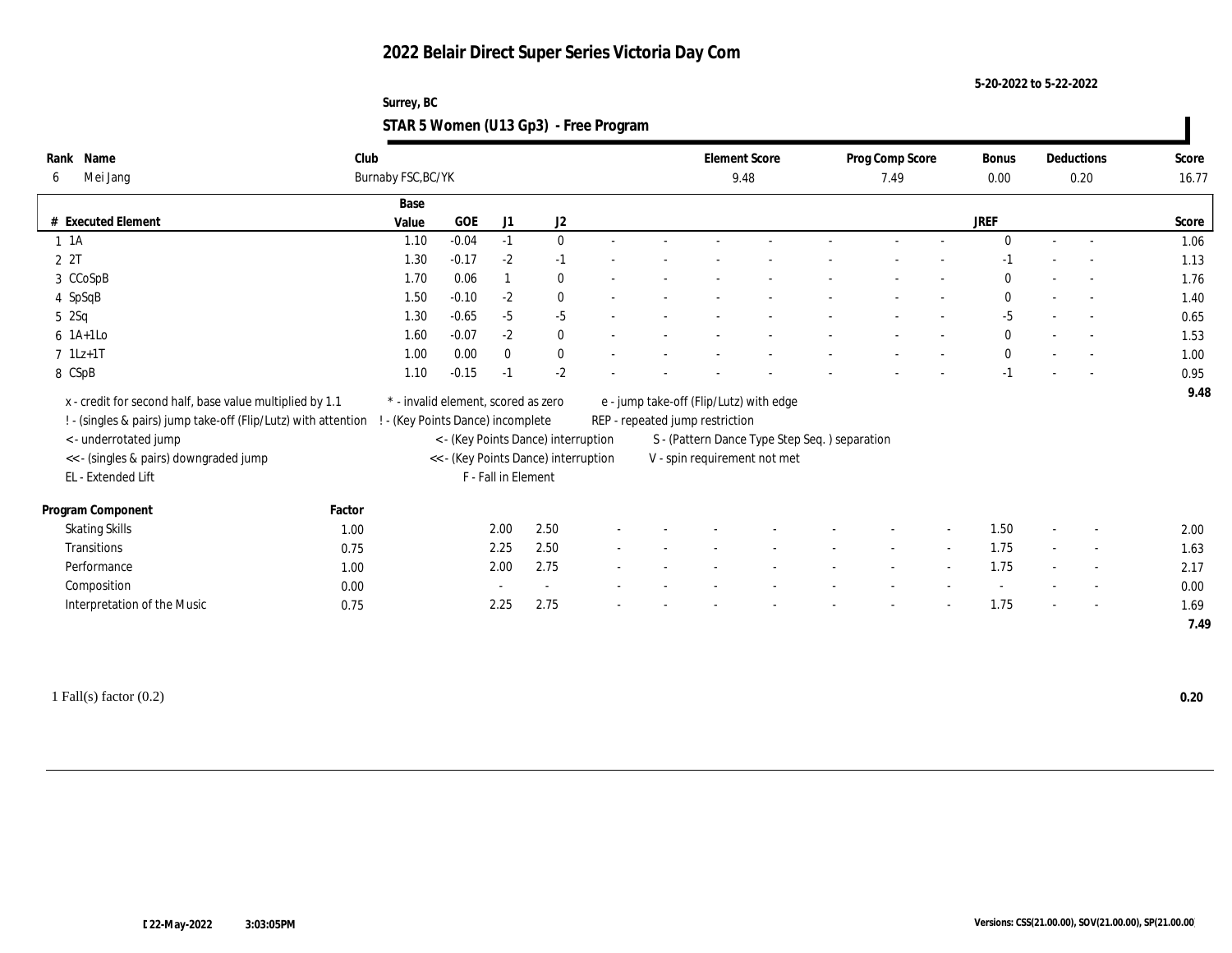# 2022 Belair Direct Super Series Victoria Day Com

5-20-2022 to 5-22-2022

Surrey, BC

## STAR 5 Women (U13 Gp3) - Free Program

| Rank | Name | Club | Element Score | Prog Comp Score | Bonus | Deductions | Score |
|---|---|---|---|---|---|---|---|
| 6 | Mei Jang | Burnaby FSC,BC/YK | 9.48 | 7.49 | 0.00 | 0.20 | 16.77 |

| # | Executed Element | Base Value | GOE | J1 | J2 | | | | | | | | | JREF | | | Score |
|---|---|---|---|---|---|---|---|---|---|---|---|---|---|---|---|---|---|
| 1 | 1A | 1.10 | -0.04 | -1 | 0 | - | - | - | - | - | - | - | | 0 | - | - | 1.06 |
| 2 | 2T | 1.30 | -0.17 | -2 | -1 | - | - | - | - | - | - | - | | -1 | - | - | 1.13 |
| 3 | CCoSpB | 1.70 | 0.06 | 1 | 0 | - | - | - | - | - | - | - | | 0 | - | - | 1.76 |
| 4 | SpSqB | 1.50 | -0.10 | -2 | 0 | - | - | - | - | - | - | - | | 0 | - | - | 1.40 |
| 5 | 2Sq | 1.30 | -0.65 | -5 | -5 | - | - | - | - | - | - | - | | -5 | - | - | 0.65 |
| 6 | 1A+1Lo | 1.60 | -0.07 | -2 | 0 | - | - | - | - | - | - | - | | 0 | - | - | 1.53 |
| 7 | 1Lz+1T | 1.00 | 0.00 | 0 | 0 | - | - | - | - | - | - | - | | 0 | - | - | 1.00 |
| 8 | CSpB | 1.10 | -0.15 | -1 | -2 | - | - | - | - | - | - | - | | -1 | - | - | 0.95 |
| | | | | | | | | | | | | | | | | | 9.48 |

x - credit for second half, base value multiplied by 1.1
! - (singles & pairs) jump take-off (Flip/Lutz) with attention
< - underrotated jump
<< - (singles & pairs) downgraded jump
EL - Extended Lift
\* - invalid element, scored as zero
! - (Key Points Dance) incomplete
< - (Key Points Dance) interruption
<< - (Key Points Dance) interruption
F - Fall in Element
e - jump take-off (Flip/Lutz) with edge
REP - repeated jump restriction
S - (Pattern Dance Type Step Seq. ) separation
V - spin requirement not met

| Program Component | Factor | J1 | J2 | | | | | | | | | JREF | | | Score |
|---|---|---|---|---|---|---|---|---|---|---|---|---|---|---|---|
| Skating Skills | 1.00 | 2.00 | 2.50 | - | - | - | - | - | - | - | | 1.50 | - | - | 2.00 |
| Transitions | 0.75 | 2.25 | 2.50 | - | - | - | - | - | - | - | | 1.75 | - | - | 1.63 |
| Performance | 1.00 | 2.00 | 2.75 | - | - | - | - | - | - | - | | 1.75 | - | - | 2.17 |
| Composition | 0.00 | - | - | - | - | - | - | - | - | - | | - | - | - | 0.00 |
| Interpretation of the Music | 0.75 | 2.25 | 2.75 | - | - | - | - | - | - | - | | 1.75 | - | - | 1.69 |
| | | | | | | | | | | | | | | | 7.49 |

1 Fall(s) factor (0.2) **0.20**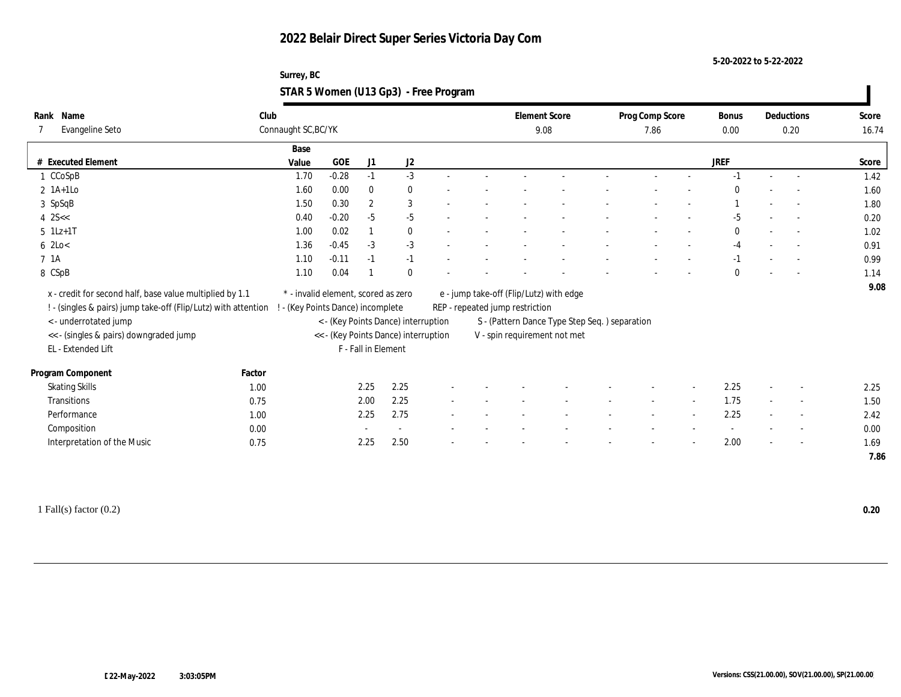# 2022 Belair Direct Super Series Victoria Day Com

5-20-2022 to 5-22-2022

Surrey, BC

## STAR 5 Women (U13 Gp3) - Free Program

| Rank | Name | Club | Element Score | Prog Comp Score | Bonus | Deductions | Score |
|---|---|---|---|---|---|---|---|
| 7 | Evangeline Seto | Connaught SC,BC/YK | 9.08 | 7.86 | 0.00 | 0.20 | 16.74 |

| # | Executed Element | Base Value | GOE | J1 | J2 | | | | | | | | | | JREF | | | Score |
|---|---|---|---|---|---|---|---|---|---|---|---|---|---|---|---|---|---|---|
| 1 | CCoSpB | 1.70 | -0.28 | -1 | -3 | - | - | - | - | - | - | - | - | - | -1 | - | - | 1.42 |
| 2 | 1A+1Lo | 1.60 | 0.00 | 0 | 0 | - | - | - | - | - | - | - | - | - | 0 | - | - | 1.60 |
| 3 | SpSqB | 1.50 | 0.30 | 2 | 3 | - | - | - | - | - | - | - | - | - | 1 | - | - | 1.80 |
| 4 | 2S<< | 0.40 | -0.20 | -5 | -5 | - | - | - | - | - | - | - | - | - | -5 | - | - | 0.20 |
| 5 | 1Lz+1T | 1.00 | 0.02 | 1 | 0 | - | - | - | - | - | - | - | - | - | 0 | - | - | 1.02 |
| 6 | 2Lo< | 1.36 | -0.45 | -3 | -3 | - | - | - | - | - | - | - | - | - | -4 | - | - | 0.91 |
| 7 | 1A | 1.10 | -0.11 | -1 | -1 | - | - | - | - | - | - | - | - | - | -1 | - | - | 0.99 |
| 8 | CSpB | 1.10 | 0.04 | 1 | 0 | - | - | - | - | - | - | - | - | - | 0 | - | - | 1.14 |
| | | | | | | | | | | | | | | | | | | 9.08 |

x - credit for second half, base value multiplied by 1.1
! - (singles & pairs) jump take-off (Flip/Lutz) with attention
< - underrotated jump
<< - (singles & pairs) downgraded jump
EL - Extended Lift

* - invalid element, scored as zero
! - (Key Points Dance) incomplete
< - (Key Points Dance) interruption
<< - (Key Points Dance) interruption
F - Fall in Element

e - jump take-off (Flip/Lutz) with edge
REP - repeated jump restriction
S - (Pattern Dance Type Step Seq. ) separation
V - spin requirement not met

| Program Component | Factor | J1 | J2 | | | | | | | | | | JREF | | | Score |
|---|---|---|---|---|---|---|---|---|---|---|---|---|---|---|---|---|
| Skating Skills | 1.00 | 2.25 | 2.25 | - | - | - | - | - | - | - | - | - | 2.25 | - | - | 2.25 |
| Transitions | 0.75 | 2.00 | 2.25 | - | - | - | - | - | - | - | - | - | 1.75 | - | - | 1.50 |
| Performance | 1.00 | 2.25 | 2.75 | - | - | - | - | - | - | - | - | - | 2.25 | - | - | 2.42 |
| Composition | 0.00 | - | - | - | - | - | - | - | - | - | - | - | - | - | - | 0.00 |
| Interpretation of the Music | 0.75 | 2.25 | 2.50 | - | - | - | - | - | - | - | - | - | 2.00 | - | - | 1.69 |
| | | | | | | | | | | | | | | | | 7.86 |

1 Fall(s) factor (0.2) **0.20**

22-May-2022 3:03:05PM

Versions: CSS(21.00.00), SOV(21.00.00), SP(21.00.00)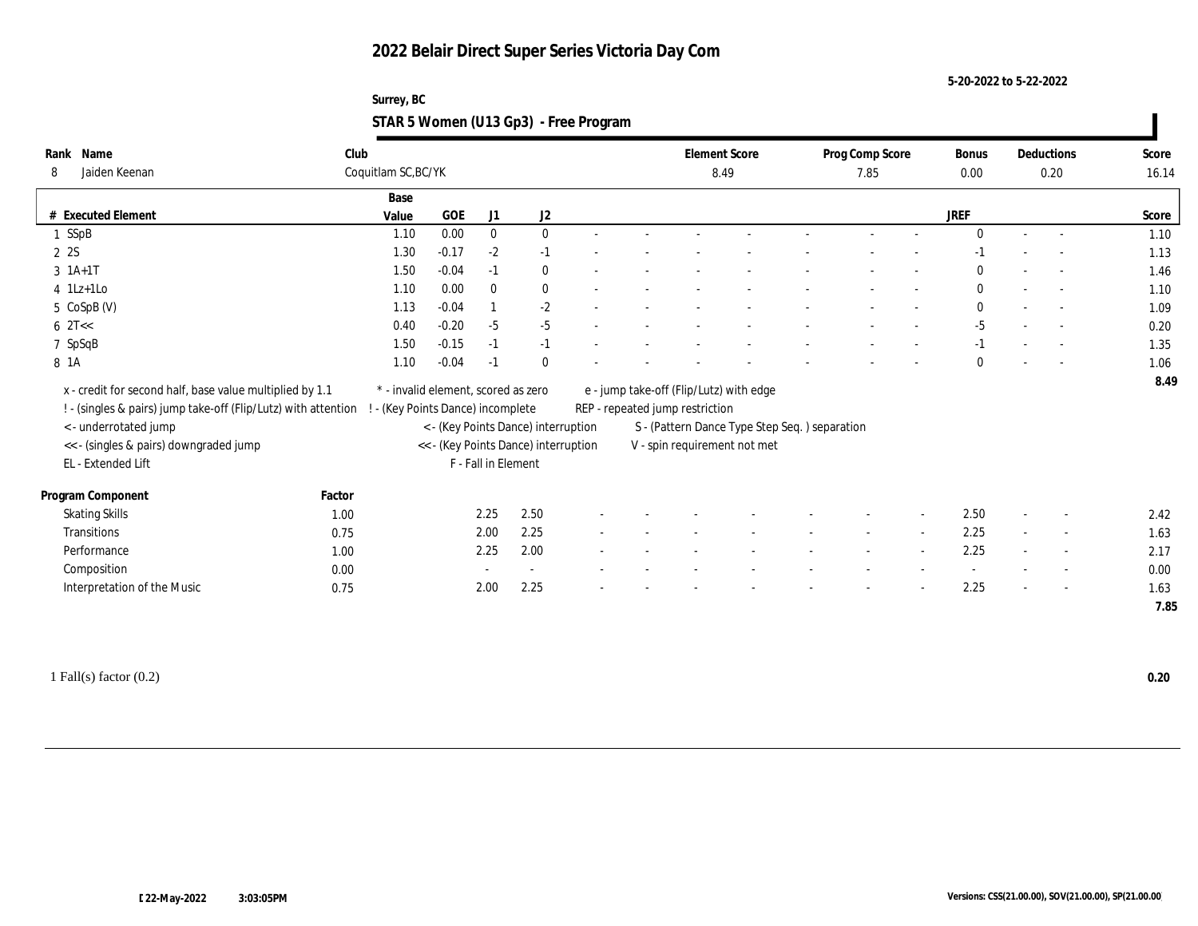# 2022 Belair Direct Super Series Victoria Day Com

5-20-2022 to 5-22-2022

Surrey, BC

## STAR 5 Women (U13 Gp3) - Free Program

| Rank | Name | Club | Element Score | Prog Comp Score | Bonus | Deductions | Score |
|---|---|---|---|---|---|---|---|
| 8 | Jaiden Keenan | Coquitlam SC,BC/YK | 8.49 | 7.85 | 0.00 | 0.20 | 16.14 |

| # | Executed Element | Base Value | GOE | J1 | J2 | | | | | | | | | JREF | | | Score |
|---|---|---|---|---|---|---|---|---|---|---|---|---|---|---|---|---|---|
| 1 | SSpB | 1.10 | 0.00 | 0 | 0 | - | - | - | - | - | - | - | - | 0 | - | - | 1.10 |
| 2 | 2S | 1.30 | -0.17 | -2 | -1 | - | - | - | - | - | - | - | - | -1 | - | - | 1.13 |
| 3 | 1A+1T | 1.50 | -0.04 | -1 | 0 | - | - | - | - | - | - | - | - | 0 | - | - | 1.46 |
| 4 | 1Lz+1Lo | 1.10 | 0.00 | 0 | 0 | - | - | - | - | - | - | - | - | 0 | - | - | 1.10 |
| 5 | CoSpB (V) | 1.13 | -0.04 | 1 | -2 | - | - | - | - | - | - | - | - | 0 | - | - | 1.09 |
| 6 | 2T<< | 0.40 | -0.20 | -5 | -5 | - | - | - | - | - | - | - | - | -5 | - | - | 0.20 |
| 7 | SpSqB | 1.50 | -0.15 | -1 | -1 | - | - | - | - | - | - | - | - | -1 | - | - | 1.35 |
| 8 | 1A | 1.10 | -0.04 | -1 | 0 | - | - | - | - | - | - | - | - | 0 | - | - | 1.06 |
| | | | | | | | | | | | | | | | | | 8.49 |

x - credit for second half, base value multiplied by 1.1
! - (singles & pairs) jump take-off (Flip/Lutz) with attention
< - underrotated jump
<< - (singles & pairs) downgraded jump
EL - Extended Lift
* - invalid element, scored as zero
! - (Key Points Dance) incomplete
< - (Key Points Dance) interruption
<< - (Key Points Dance) interruption
F - Fall in Element
e - jump take-off (Flip/Lutz) with edge
REP - repeated jump restriction
S - (Pattern Dance Type Step Seq. ) separation
V - spin requirement not met

| Program Component | Factor | J1 | J2 | | | | | | | | | JREF | | | Score |
|---|---|---|---|---|---|---|---|---|---|---|---|---|---|---|---|
| Skating Skills | 1.00 | 2.25 | 2.50 | - | - | - | - | - | - | - | - | 2.50 | - | - | 2.42 |
| Transitions | 0.75 | 2.00 | 2.25 | - | - | - | - | - | - | - | - | 2.25 | - | - | 1.63 |
| Performance | 1.00 | 2.25 | 2.00 | - | - | - | - | - | - | - | - | 2.25 | - | - | 2.17 |
| Composition | 0.00 | - | - | - | - | - | - | - | - | - | - | - | - | - | 0.00 |
| Interpretation of the Music | 0.75 | 2.00 | 2.25 | - | - | - | - | - | - | - | - | 2.25 | - | - | 1.63 |
| | | | | | | | | | | | | | | | 7.85 |

1 Fall(s) factor (0.2) **0.20**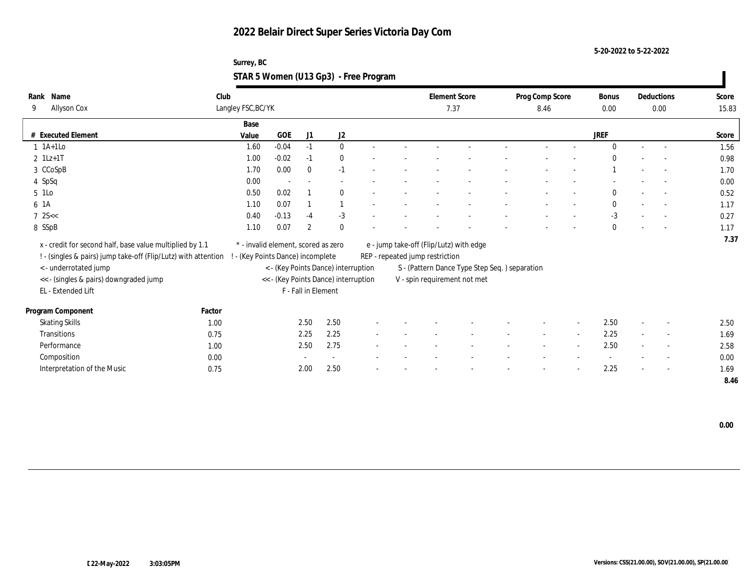# 2022 Belair Direct Super Series Victoria Day Com

5-20-2022 to 5-22-2022

Surrey, BC

## STAR 5 Women (U13 Gp3) - Free Program

| Rank | Name | Club | Element Score | Prog Comp Score | Bonus | Deductions | Score |
|---|---|---|---|---|---|---|---|
| 9 | Allyson Cox | Langley FSC,BC/YK | 7.37 | 8.46 | 0.00 | 0.00 | 15.83 |

| # | Executed Element | Base Value | GOE | J1 | J2 | | | | | | | | | | JREF | | | Score |
|---|---|---|---|---|---|---|---|---|---|---|---|---|---|---|---|---|---|---|
| 1 | 1A+1Lo | 1.60 | -0.04 | -1 | 0 | - | - | - | - | - | - | - | - | - | 0 | - | - | 1.56 |
| 2 | 1Lz+1T | 1.00 | -0.02 | -1 | 0 | - | - | - | - | - | - | - | - | - | 0 | - | - | 0.98 |
| 3 | CCoSpB | 1.70 | 0.00 | 0 | -1 | - | - | - | - | - | - | - | - | - | 1 | - | - | 1.70 |
| 4 | SpSq | 0.00 | - | - | - | - | - | - | - | - | - | - | - | - | - | - | - | 0.00 |
| 5 | 1Lo | 0.50 | 0.02 | 1 | 0 | - | - | - | - | - | - | - | - | - | 0 | - | - | 0.52 |
| 6 | 1A | 1.10 | 0.07 | 1 | 1 | - | - | - | - | - | - | - | - | - | 0 | - | - | 1.17 |
| 7 | 2S<< | 0.40 | -0.13 | -4 | -3 | - | - | - | - | - | - | - | - | - | -3 | - | - | 0.27 |
| 8 | SSpB | 1.10 | 0.07 | 2 | 0 | - | - | - | - | - | - | - | - | - | 0 | - | - | 1.17 |
| | | | | | | | | | | | | | | | | | | 7.37 |

x - credit for second half, base value multiplied by 1.1
! - (singles & pairs) jump take-off (Flip/Lutz) with attention
< - underrotated jump
<< - (singles & pairs) downgraded jump
EL - Extended Lift
* - invalid element, scored as zero
! - (Key Points Dance) incomplete
< - (Key Points Dance) interruption
<< - (Key Points Dance) interruption
F - Fall in Element
e - jump take-off (Flip/Lutz) with edge
REP - repeated jump restriction
S - (Pattern Dance Type Step Seq. ) separation
V - spin requirement not met

| Program Component | Factor | J1 | J2 | | | | | | | | | | JREF | | | Score |
|---|---|---|---|---|---|---|---|---|---|---|---|---|---|---|---|---|
| Skating Skills | 1.00 | 2.50 | 2.50 | - | - | - | - | - | - | - | - | - | 2.50 | - | - | 2.50 |
| Transitions | 0.75 | 2.25 | 2.25 | - | - | - | - | - | - | - | - | - | 2.25 | - | - | 1.69 |
| Performance | 1.00 | 2.50 | 2.75 | - | - | - | - | - | - | - | - | - | 2.50 | - | - | 2.58 |
| Composition | 0.00 | - | - | - | - | - | - | - | - | - | - | - | - | - | - | 0.00 |
| Interpretation of the Music | 0.75 | 2.00 | 2.50 | - | - | - | - | - | - | - | - | - | 2.25 | - | - | 1.69 |
| | | | | | | | | | | | | | | | | 8.46 |

0.00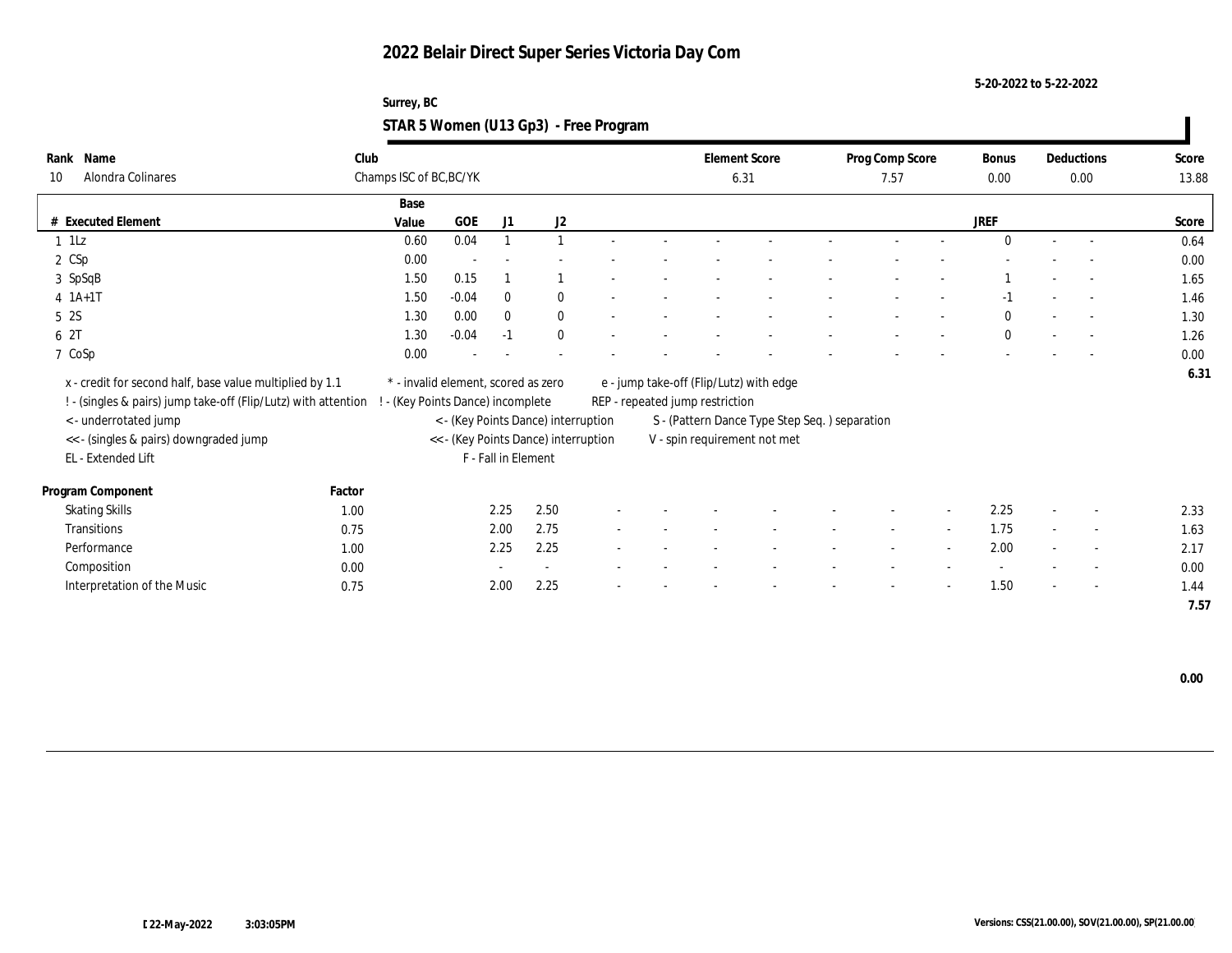# 2022 Belair Direct Super Series Victoria Day Com

5-20-2022 to 5-22-2022

Surrey, BC

## STAR 5 Women (U13 Gp3) - Free Program

| Rank | Name | Club | Element Score | Prog Comp Score | Bonus | Deductions | Score |
|---|---|---|---|---|---|---|---|
| 10 | Alondra Colinares | Champs ISC of BC,BC/YK | 6.31 | 7.57 | 0.00 | 0.00 | 13.88 |

| # | Executed Element | Base Value | GOE | J1 | J2 | | | | | | | | | JREF | | | Score |
|---|---|---|---|---|---|---|---|---|---|---|---|---|---|---|---|---|---|
| 1 | 1Lz | 0.60 | 0.04 | 1 | 1 | - | - | - | - | - | - | - | - | 0 | - | - | 0.64 |
| 2 | CSp | 0.00 | - | - | - | - | - | - | - | - | - | - | - | - | - | - | 0.00 |
| 3 | SpSqB | 1.50 | 0.15 | 1 | 1 | - | - | - | - | - | - | - | - | 1 | - | - | 1.65 |
| 4 | 1A+1T | 1.50 | -0.04 | 0 | 0 | - | - | - | - | - | - | - | - | -1 | - | - | 1.46 |
| 5 | 2S | 1.30 | 0.00 | 0 | 0 | - | - | - | - | - | - | - | - | 0 | - | - | 1.30 |
| 6 | 2T | 1.30 | -0.04 | -1 | 0 | - | - | - | - | - | - | - | - | 0 | - | - | 1.26 |
| 7 | CoSp | 0.00 | - | - | - | - | - | - | - | - | - | - | - | - | - | - | 0.00 |
| | | | | | | | | | | | | | | | | | 6.31 |

x - credit for second half, base value multiplied by 1.1
! - (singles & pairs) jump take-off (Flip/Lutz) with attention
< - underrotated jump
<< - (singles & pairs) downgraded jump
EL - Extended Lift
* - invalid element, scored as zero
! - (Key Points Dance) incomplete
< - (Key Points Dance) interruption
<< - (Key Points Dance) interruption
F - Fall in Element
e - jump take-off (Flip/Lutz) with edge
REP - repeated jump restriction
S - (Pattern Dance Type Step Seq. ) separation
V - spin requirement not met

| Program Component | Factor | J1 | J2 | | | | | | | | | JREF | | | Score |
|---|---|---|---|---|---|---|---|---|---|---|---|---|---|---|---|
| Skating Skills | 1.00 | 2.25 | 2.50 | - | - | - | - | - | - | - | - | 2.25 | - | - | 2.33 |
| Transitions | 0.75 | 2.00 | 2.75 | - | - | - | - | - | - | - | - | 1.75 | - | - | 1.63 |
| Performance | 1.00 | 2.25 | 2.25 | - | - | - | - | - | - | - | - | 2.00 | - | - | 2.17 |
| Composition | 0.00 | - | - | - | - | - | - | - | - | - | - | - | - | - | 0.00 |
| Interpretation of the Music | 0.75 | 2.00 | 2.25 | - | - | - | - | - | - | - | - | 1.50 | - | - | 1.44 |
| | | | | | | | | | | | | | | | 7.57 |

0.00

22-May-2022 3:03:05PM

Versions: CSS(21.00.00), SOV(21.00.00), SP(21.00.00)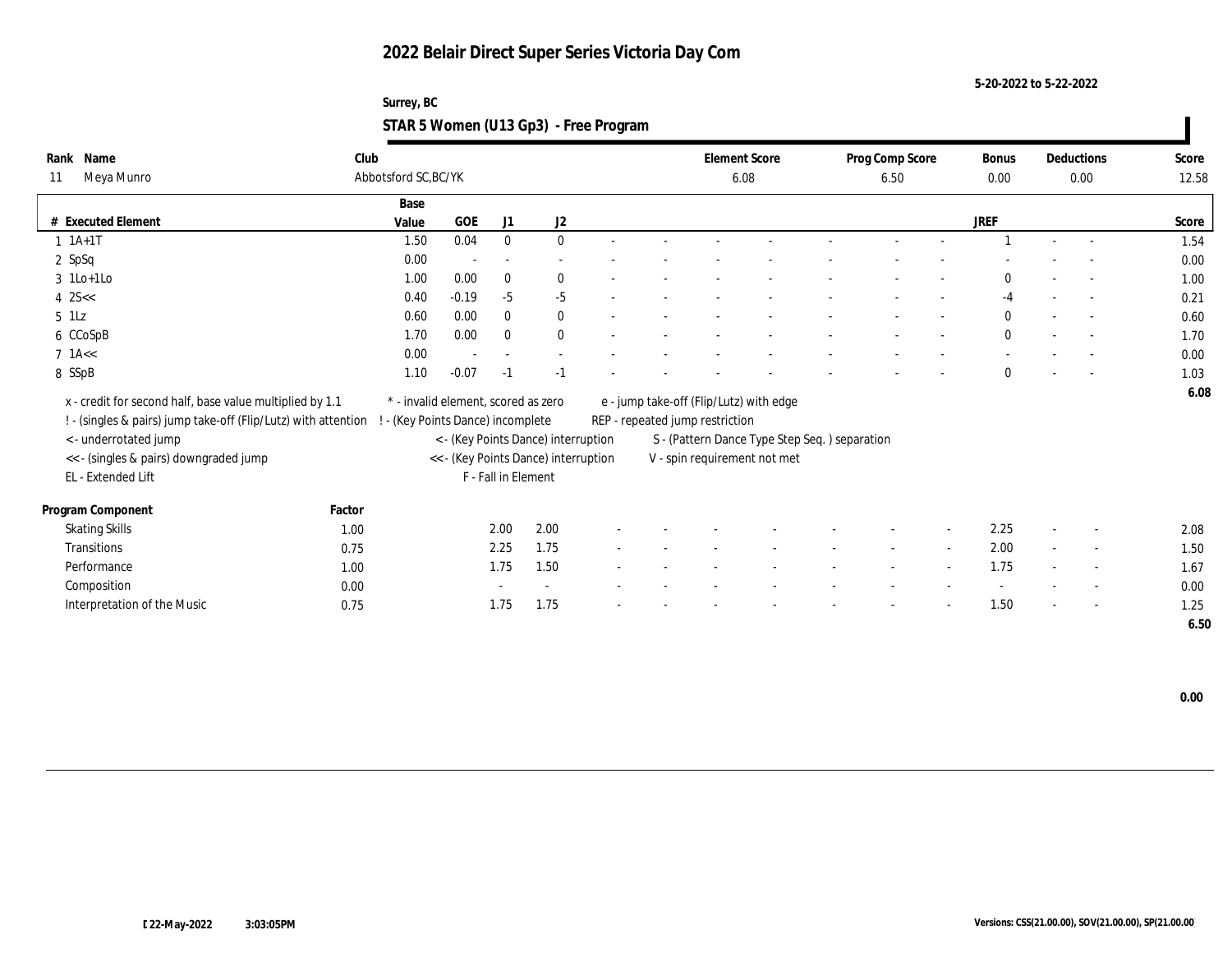# 2022 Belair Direct Super Series Victoria Day Com

5-20-2022 to 5-22-2022

Surrey, BC

## STAR 5 Women (U13 Gp3) - Free Program

| Rank | Name | Club | Element Score | Prog Comp Score | Bonus | Deductions | Score |
|---|---|---|---|---|---|---|---|
| 11 | Meya Munro | Abbotsford SC,BC/YK | 6.08 | 6.50 | 0.00 | 0.00 | 12.58 |

| # | Executed Element | Base Value | GOE | J1 | J2 | | | | | | | | | | JREF | | | Score |
|---|---|---|---|---|---|---|---|---|---|---|---|---|---|---|---|---|---|---|
| 1 | 1A+1T | 1.50 | 0.04 | 0 | 0 | - | - | - | - | - | - | - | 1 | - | - | 1.54 |
| 2 | SpSq | 0.00 | - | - | - | - | - | - | - | - | - | - | - | - | - | 0.00 |
| 3 | 1Lo+1Lo | 1.00 | 0.00 | 0 | 0 | - | - | - | - | - | - | - | 0 | - | - | 1.00 |
| 4 | 2S<< | 0.40 | -0.19 | -5 | -5 | - | - | - | - | - | - | - | -4 | - | - | 0.21 |
| 5 | 1Lz | 0.60 | 0.00 | 0 | 0 | - | - | - | - | - | - | - | 0 | - | - | 0.60 |
| 6 | CCoSpB | 1.70 | 0.00 | 0 | 0 | - | - | - | - | - | - | - | 0 | - | - | 1.70 |
| 7 | 1A<< | 0.00 | - | - | - | - | - | - | - | - | - | - | - | - | - | 0.00 |
| 8 | SSpB | 1.10 | -0.07 | -1 | -1 | - | - | - | - | - | - | - | 0 | - | - | 1.03 |
| | | | | | | | | | | | | | | | | 6.08 |

x - credit for second half, base value multiplied by 1.1
! - (singles & pairs) jump take-off (Flip/Lutz) with attention
< - underrotated jump
<< - (singles & pairs) downgraded jump
EL - Extended Lift
\* - invalid element, scored as zero
! - (Key Points Dance) incomplete
< - (Key Points Dance) interruption
<< - (Key Points Dance) interruption
F - Fall in Element
e - jump take-off (Flip/Lutz) with edge
REP - repeated jump restriction
S - (Pattern Dance Type Step Seq. ) separation
V - spin requirement not met

| Program Component | Factor | J1 | J2 | | | | | | | | | | JREF | | | Score |
|---|---|---|---|---|---|---|---|---|---|---|---|---|---|---|---|---|
| Skating Skills | 1.00 | 2.00 | 2.00 | - | - | - | - | - | - | - | 2.25 | - | - | 2.08 |
| Transitions | 0.75 | 2.25 | 1.75 | - | - | - | - | - | - | - | 2.00 | - | - | 1.50 |
| Performance | 1.00 | 1.75 | 1.50 | - | - | - | - | - | - | - | 1.75 | - | - | 1.67 |
| Composition | 0.00 | - | - | - | - | - | - | - | - | - | - | - | - | 0.00 |
| Interpretation of the Music | 0.75 | 1.75 | 1.75 | - | - | - | - | - | - | - | 1.50 | - | - | 1.25 |
| | | | | | | | | | | | | | | 6.50 |

0.00

22-May-2022 3:03:05PM

Versions: CSS(21.00.00), SOV(21.00.00), SP(21.00.00)